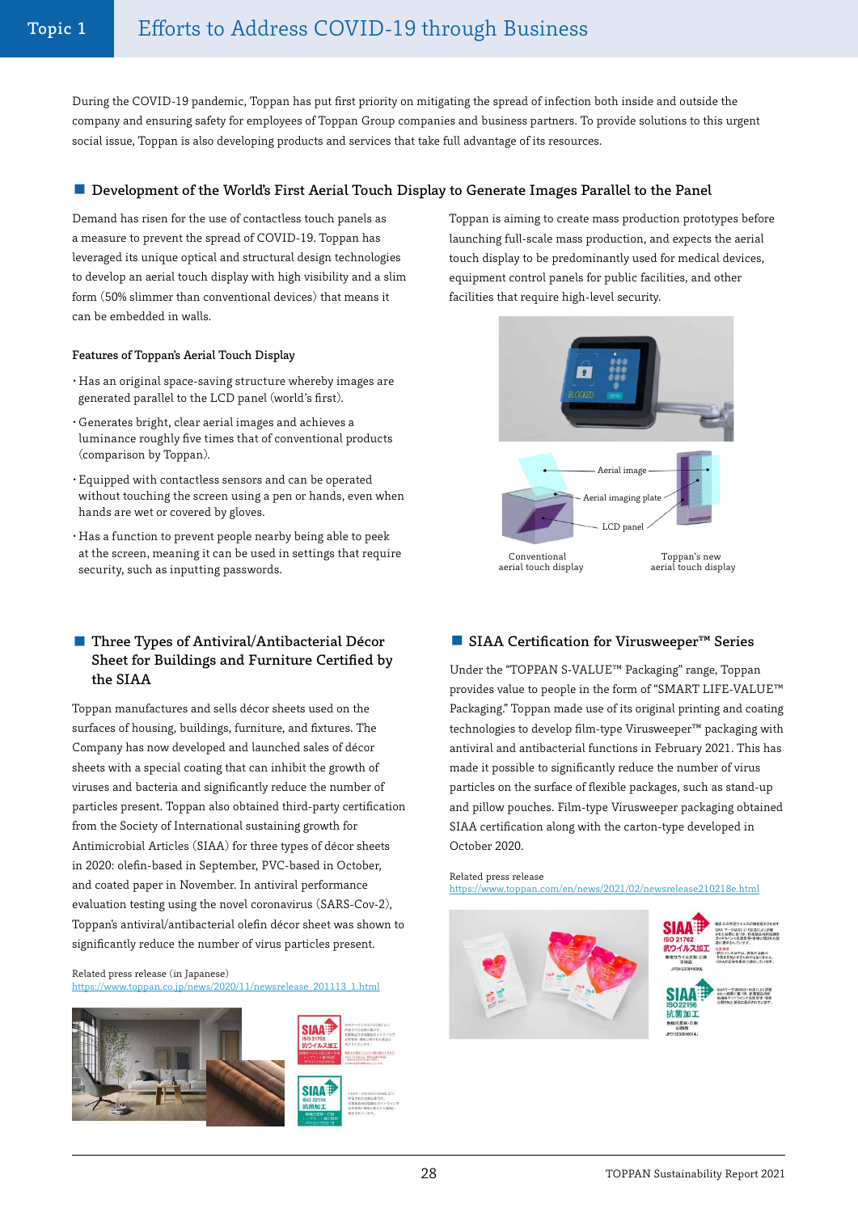# Topic 1 Efforts to Address COVID-19 through Business

During the COVID-19 pandemic, Toppan has put first priority on mitigating the spread of infection both inside and outside the company and ensuring safety for employees of Toppan Group companies and business partners. To provide solutions to this urgent social issue, Toppan is also developing products and services that take full advantage of its resources.

## Development of the World's First Aerial Touch Display to Generate Images Parallel to the Panel

Demand has risen for the use of contactless touch panels as a measure to prevent the spread of COVID-19. Toppan has leveraged its unique optical and structural design technologies to develop an aerial touch display with high visibility and a slim form (50% slimmer than conventional devices) that means it can be embedded in walls.

### Features of Toppan's Aerial Touch Display

- Has an original space-saving structure whereby images are generated parallel to the LCD panel (world's first).
- Generates bright, clear aerial images and achieves a luminance roughly five times that of conventional products (comparison by Toppan).
- Equipped with contactless sensors and can be operated without touching the screen using a pen or hands, even when hands are wet or covered by gloves.
- Has a function to prevent people nearby being able to peek at the screen, meaning it can be used in settings that require security, such as inputting passwords.

Toppan is aiming to create mass production prototypes before launching full-scale mass production, and expects the aerial touch display to be predominantly used for medical devices, equipment control panels for public facilities, and other facilities that require high-level security.

Aerial image / Aerial imaging plate / LCD panel

Conventional aerial touch display — Toppan's new aerial touch display

## Three Types of Antiviral/Antibacterial Décor Sheet for Buildings and Furniture Certified by the SIAA

Toppan manufactures and sells décor sheets used on the surfaces of housing, buildings, furniture, and fixtures. The Company has now developed and launched sales of décor sheets with a special coating that can inhibit the growth of viruses and bacteria and significantly reduce the number of particles present. Toppan also obtained third-party certification from the Society of International sustaining growth for Antimicrobial Articles (SIAA) for three types of décor sheets in 2020: olefin-based in September, PVC-based in October, and coated paper in November. In antiviral performance evaluation testing using the novel coronavirus (SARS-Cov-2), Toppan's antiviral/antibacterial olefin décor sheet was shown to significantly reduce the number of virus particles present.

Related press release (in Japanese)
https://www.toppan.co.jp/news/2020/11/newsrelease_201113_1.html

## SIAA Certification for Virusweeper™ Series

Under the "TOPPAN S-VALUE™ Packaging" range, Toppan provides value to people in the form of "SMART LIFE-VALUE™ Packaging." Toppan made use of its original printing and coating technologies to develop film-type Virusweeper™ packaging with antiviral and antibacterial functions in February 2021. This has made it possible to significantly reduce the number of virus particles on the surface of flexible packages, such as stand-up and pillow pouches. Film-type Virusweeper packaging obtained SIAA certification along with the carton-type developed in October 2020.

Related press release
https://www.toppan.com/en/news/2021/02/newsrelease210218e.html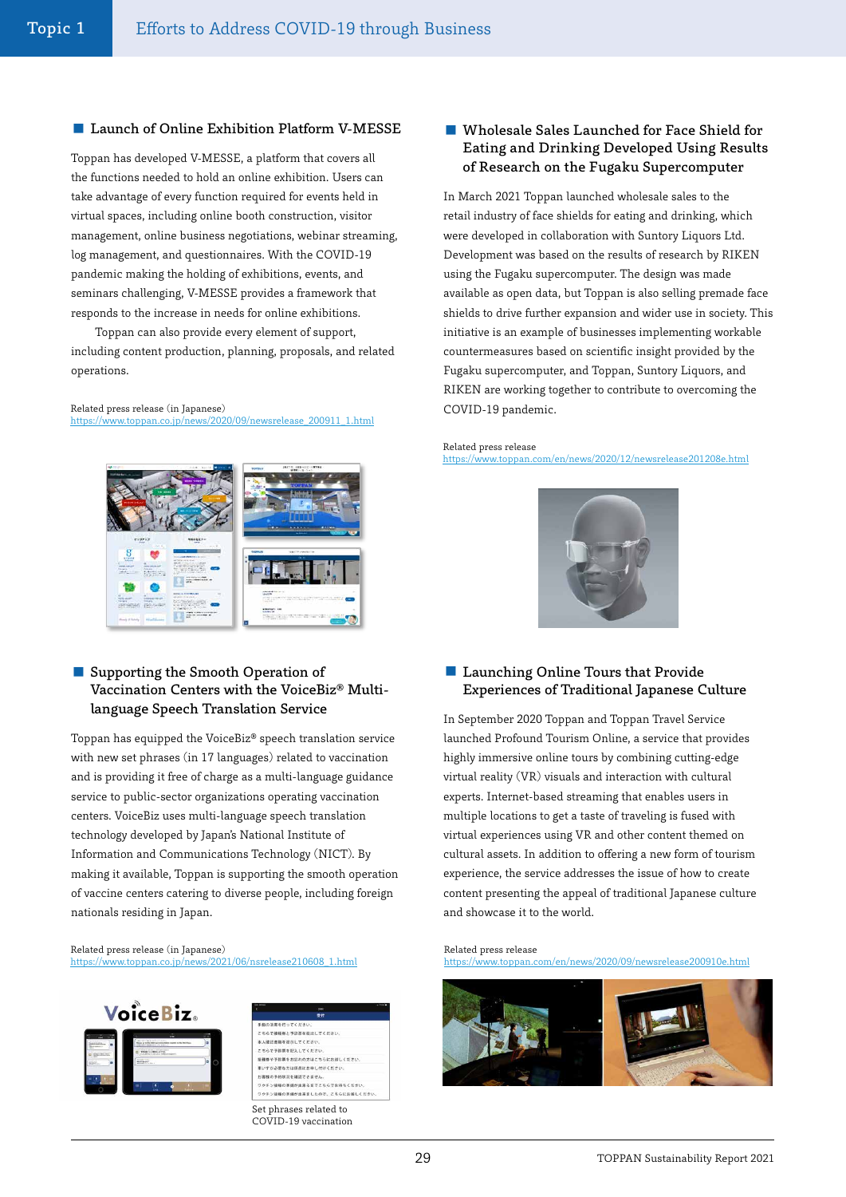## Topic 1 Efforts to Address COVID-19 through Business

### Launch of Online Exhibition Platform V-MESSE

Toppan has developed V-MESSE, a platform that covers all the functions needed to hold an online exhibition. Users can take advantage of every function required for events held in virtual spaces, including online booth construction, visitor management, online business negotiations, webinar streaming, log management, and questionnaires. With the COVID-19 pandemic making the holding of exhibitions, events, and seminars challenging, V-MESSE provides a framework that responds to the increase in needs for online exhibitions.

Toppan can also provide every element of support, including content production, planning, proposals, and related operations.

Related press release (in Japanese)
https://www.toppan.co.jp/news/2020/09/newsrelease_200911_1.html

### Supporting the Smooth Operation of Vaccination Centers with the VoiceBiz® Multi-language Speech Translation Service

Toppan has equipped the VoiceBiz® speech translation service with new set phrases (in 17 languages) related to vaccination and is providing it free of charge as a multi-language guidance service to public-sector organizations operating vaccination centers. VoiceBiz uses multi-language speech translation technology developed by Japan's National Institute of Information and Communications Technology (NICT). By making it available, Toppan is supporting the smooth operation of vaccine centers catering to diverse people, including foreign nationals residing in Japan.

Related press release (in Japanese)
https://www.toppan.co.jp/news/2021/06/nsrelease210608_1.html

Set phrases related to COVID-19 vaccination

### Wholesale Sales Launched for Face Shield for Eating and Drinking Developed Using Results of Research on the Fugaku Supercomputer

In March 2021 Toppan launched wholesale sales to the retail industry of face shields for eating and drinking, which were developed in collaboration with Suntory Liquors Ltd. Development was based on the results of research by RIKEN using the Fugaku supercomputer. The design was made available as open data, but Toppan is also selling premade face shields to drive further expansion and wider use in society. This initiative is an example of businesses implementing workable countermeasures based on scientific insight provided by the Fugaku supercomputer, and Toppan, Suntory Liquors, and RIKEN are working together to contribute to overcoming the COVID-19 pandemic.

Related press release
https://www.toppan.com/en/news/2020/12/newsrelease201208e.html

### Launching Online Tours that Provide Experiences of Traditional Japanese Culture

In September 2020 Toppan and Toppan Travel Service launched Profound Tourism Online, a service that provides highly immersive online tours by combining cutting-edge virtual reality (VR) visuals and interaction with cultural experts. Internet-based streaming that enables users in multiple locations to get a taste of traveling is fused with virtual experiences using VR and other content themed on cultural assets. In addition to offering a new form of tourism experience, the service addresses the issue of how to create content presenting the appeal of traditional Japanese culture and showcase it to the world.

Related press release
https://www.toppan.com/en/news/2020/09/newsrelease200910e.html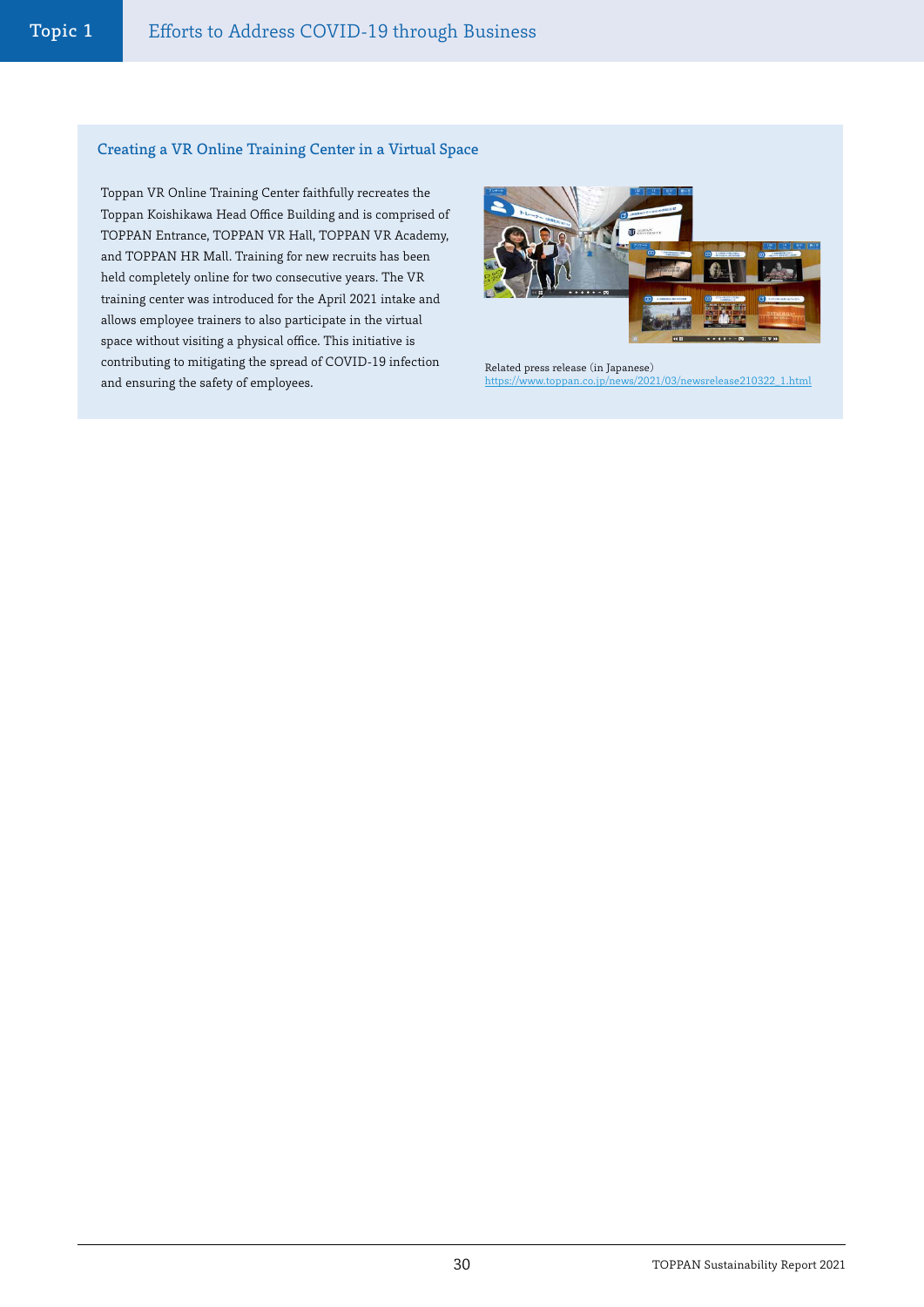## Creating a VR Online Training Center in a Virtual Space

Toppan VR Online Training Center faithfully recreates the Toppan Koishikawa Head Office Building and is comprised of TOPPAN Entrance, TOPPAN VR Hall, TOPPAN VR Academy, and TOPPAN HR Mall. Training for new recruits has been held completely online for two consecutive years. The VR training center was introduced for the April 2021 intake and allows employee trainers to also participate in the virtual space without visiting a physical office. This initiative is contributing to mitigating the spread of COVID-19 infection and ensuring the safety of employees.

Related press release (in Japanese)
https://www.toppan.co.jp/news/2021/03/newsrelease210322_1.html